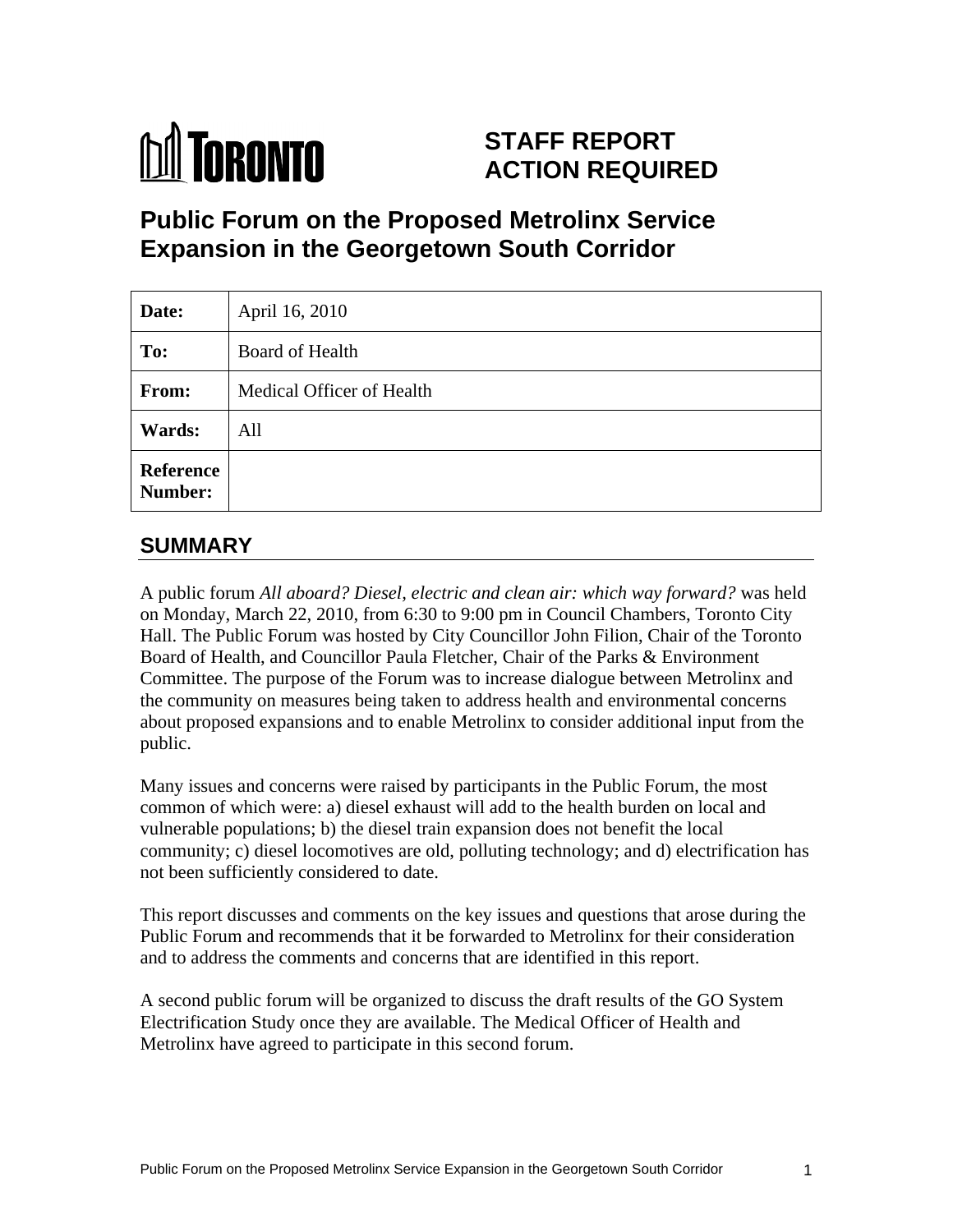# TORONTO

**STAFF REPORT**
**ACTION REQUIRED**

# Public Forum on the Proposed Metrolinx Service Expansion in the Georgetown South Corridor

| | |
|---|---|
| **Date:** | April 16, 2010 |
| **To:** | Board of Health |
| **From:** | Medical Officer of Health |
| **Wards:** | All |
| **Reference Number:** | |

## SUMMARY

A public forum *All aboard? Diesel, electric and clean air: which way forward?* was held on Monday, March 22, 2010, from 6:30 to 9:00 pm in Council Chambers, Toronto City Hall. The Public Forum was hosted by City Councillor John Filion, Chair of the Toronto Board of Health, and Councillor Paula Fletcher, Chair of the Parks & Environment Committee. The purpose of the Forum was to increase dialogue between Metrolinx and the community on measures being taken to address health and environmental concerns about proposed expansions and to enable Metrolinx to consider additional input from the public.

Many issues and concerns were raised by participants in the Public Forum, the most common of which were: a) diesel exhaust will add to the health burden on local and vulnerable populations; b) the diesel train expansion does not benefit the local community; c) diesel locomotives are old, polluting technology; and d) electrification has not been sufficiently considered to date.

This report discusses and comments on the key issues and questions that arose during the Public Forum and recommends that it be forwarded to Metrolinx for their consideration and to address the comments and concerns that are identified in this report.

A second public forum will be organized to discuss the draft results of the GO System Electrification Study once they are available. The Medical Officer of Health and Metrolinx have agreed to participate in this second forum.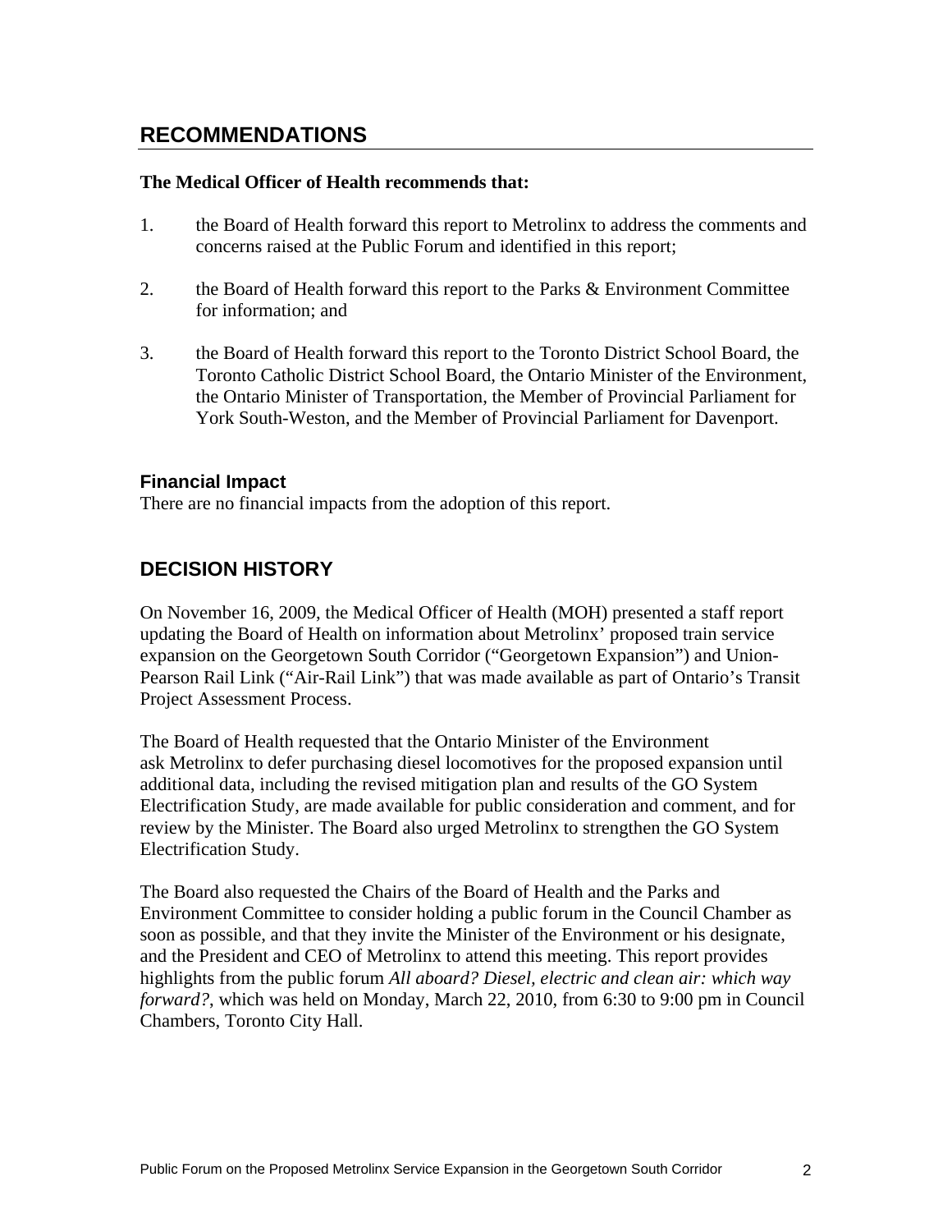## RECOMMENDATIONS

**The Medical Officer of Health recommends that:**

1. the Board of Health forward this report to Metrolinx to address the comments and concerns raised at the Public Forum and identified in this report;

2. the Board of Health forward this report to the Parks & Environment Committee for information; and

3. the Board of Health forward this report to the Toronto District School Board, the Toronto Catholic District School Board, the Ontario Minister of the Environment, the Ontario Minister of Transportation, the Member of Provincial Parliament for York South-Weston, and the Member of Provincial Parliament for Davenport.

### Financial Impact

There are no financial impacts from the adoption of this report.

## DECISION HISTORY

On November 16, 2009, the Medical Officer of Health (MOH) presented a staff report updating the Board of Health on information about Metrolinx' proposed train service expansion on the Georgetown South Corridor ("Georgetown Expansion") and Union-Pearson Rail Link ("Air-Rail Link") that was made available as part of Ontario's Transit Project Assessment Process.

The Board of Health requested that the Ontario Minister of the Environment ask Metrolinx to defer purchasing diesel locomotives for the proposed expansion until additional data, including the revised mitigation plan and results of the GO System Electrification Study, are made available for public consideration and comment, and for review by the Minister. The Board also urged Metrolinx to strengthen the GO System Electrification Study.

The Board also requested the Chairs of the Board of Health and the Parks and Environment Committee to consider holding a public forum in the Council Chamber as soon as possible, and that they invite the Minister of the Environment or his designate, and the President and CEO of Metrolinx to attend this meeting. This report provides highlights from the public forum *All aboard? Diesel, electric and clean air: which way forward?*, which was held on Monday, March 22, 2010, from 6:30 to 9:00 pm in Council Chambers, Toronto City Hall.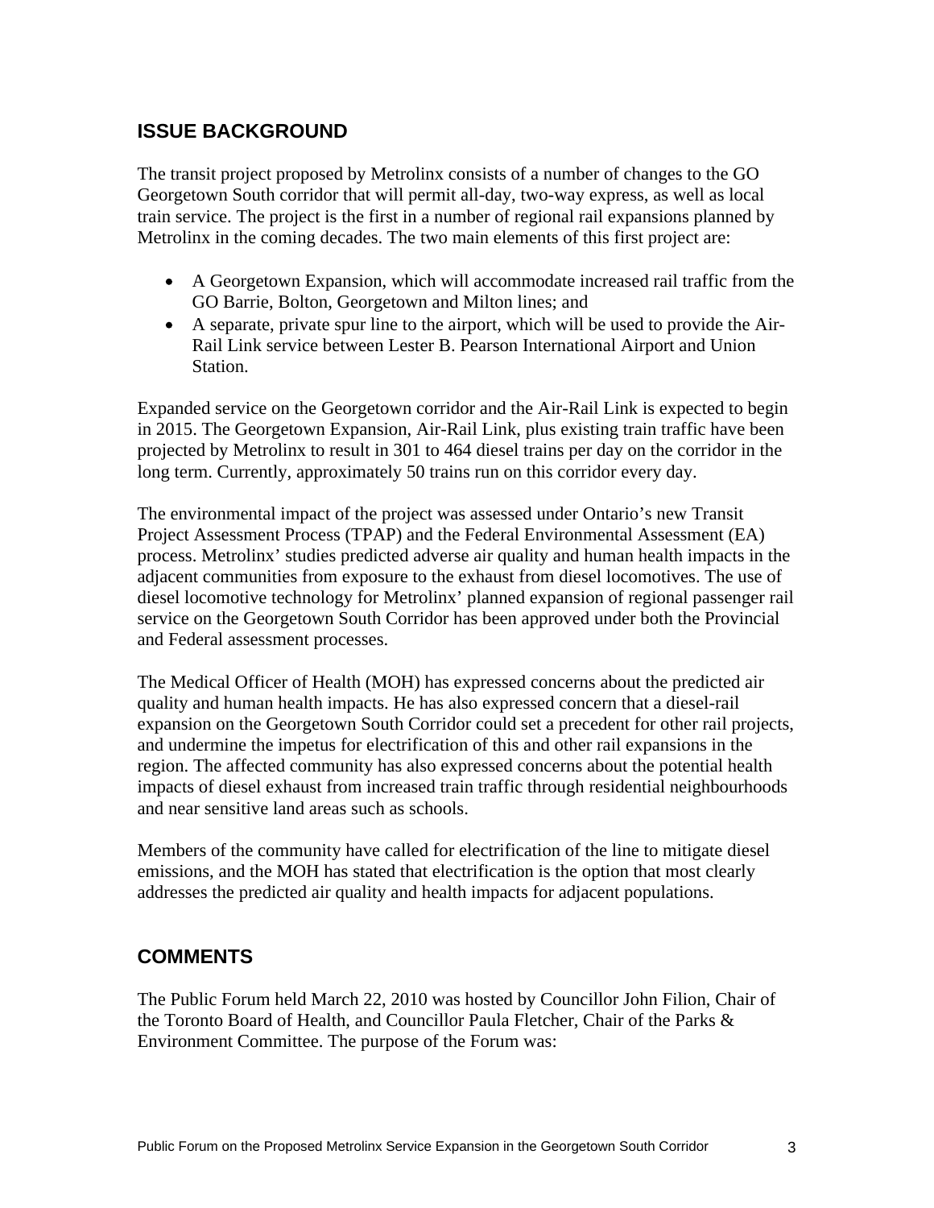## ISSUE BACKGROUND

The transit project proposed by Metrolinx consists of a number of changes to the GO Georgetown South corridor that will permit all-day, two-way express, as well as local train service. The project is the first in a number of regional rail expansions planned by Metrolinx in the coming decades. The two main elements of this first project are:

- A Georgetown Expansion, which will accommodate increased rail traffic from the GO Barrie, Bolton, Georgetown and Milton lines; and
- A separate, private spur line to the airport, which will be used to provide the Air-Rail Link service between Lester B. Pearson International Airport and Union Station.

Expanded service on the Georgetown corridor and the Air-Rail Link is expected to begin in 2015. The Georgetown Expansion, Air-Rail Link, plus existing train traffic have been projected by Metrolinx to result in 301 to 464 diesel trains per day on the corridor in the long term. Currently, approximately 50 trains run on this corridor every day.

The environmental impact of the project was assessed under Ontario's new Transit Project Assessment Process (TPAP) and the Federal Environmental Assessment (EA) process. Metrolinx' studies predicted adverse air quality and human health impacts in the adjacent communities from exposure to the exhaust from diesel locomotives. The use of diesel locomotive technology for Metrolinx' planned expansion of regional passenger rail service on the Georgetown South Corridor has been approved under both the Provincial and Federal assessment processes.

The Medical Officer of Health (MOH) has expressed concerns about the predicted air quality and human health impacts. He has also expressed concern that a diesel-rail expansion on the Georgetown South Corridor could set a precedent for other rail projects, and undermine the impetus for electrification of this and other rail expansions in the region. The affected community has also expressed concerns about the potential health impacts of diesel exhaust from increased train traffic through residential neighbourhoods and near sensitive land areas such as schools.

Members of the community have called for electrification of the line to mitigate diesel emissions, and the MOH has stated that electrification is the option that most clearly addresses the predicted air quality and health impacts for adjacent populations.

## COMMENTS

The Public Forum held March 22, 2010 was hosted by Councillor John Filion, Chair of the Toronto Board of Health, and Councillor Paula Fletcher, Chair of the Parks & Environment Committee. The purpose of the Forum was: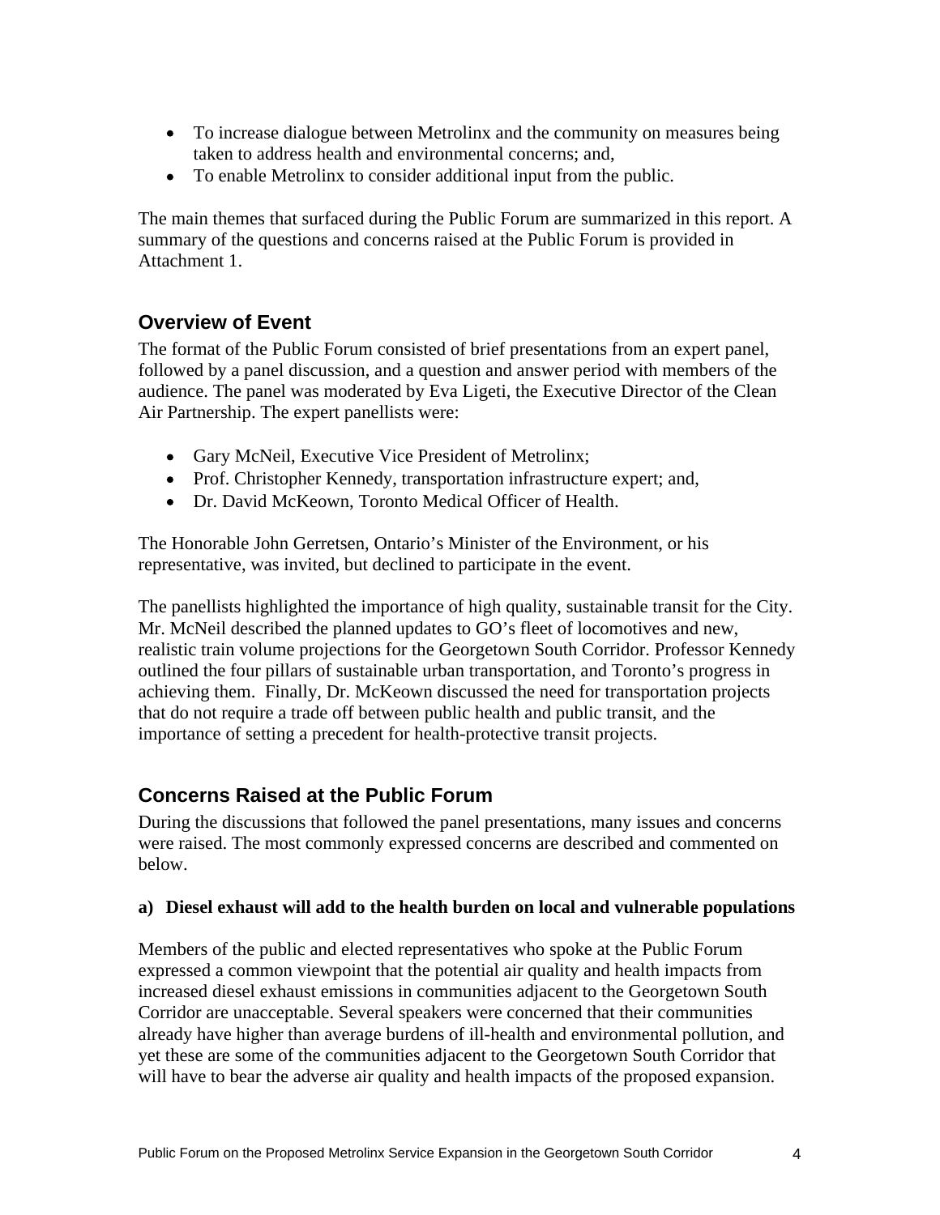- To increase dialogue between Metrolinx and the community on measures being taken to address health and environmental concerns; and,
- To enable Metrolinx to consider additional input from the public.

The main themes that surfaced during the Public Forum are summarized in this report. A summary of the questions and concerns raised at the Public Forum is provided in Attachment 1.

## Overview of Event

The format of the Public Forum consisted of brief presentations from an expert panel, followed by a panel discussion, and a question and answer period with members of the audience. The panel was moderated by Eva Ligeti, the Executive Director of the Clean Air Partnership. The expert panellists were:

- Gary McNeil, Executive Vice President of Metrolinx;
- Prof. Christopher Kennedy, transportation infrastructure expert; and,
- Dr. David McKeown, Toronto Medical Officer of Health.

The Honorable John Gerretsen, Ontario's Minister of the Environment, or his representative, was invited, but declined to participate in the event.

The panellists highlighted the importance of high quality, sustainable transit for the City. Mr. McNeil described the planned updates to GO's fleet of locomotives and new, realistic train volume projections for the Georgetown South Corridor. Professor Kennedy outlined the four pillars of sustainable urban transportation, and Toronto's progress in achieving them. Finally, Dr. McKeown discussed the need for transportation projects that do not require a trade off between public health and public transit, and the importance of setting a precedent for health-protective transit projects.

## Concerns Raised at the Public Forum

During the discussions that followed the panel presentations, many issues and concerns were raised. The most commonly expressed concerns are described and commented on below.

**a) Diesel exhaust will add to the health burden on local and vulnerable populations**

Members of the public and elected representatives who spoke at the Public Forum expressed a common viewpoint that the potential air quality and health impacts from increased diesel exhaust emissions in communities adjacent to the Georgetown South Corridor are unacceptable. Several speakers were concerned that their communities already have higher than average burdens of ill-health and environmental pollution, and yet these are some of the communities adjacent to the Georgetown South Corridor that will have to bear the adverse air quality and health impacts of the proposed expansion.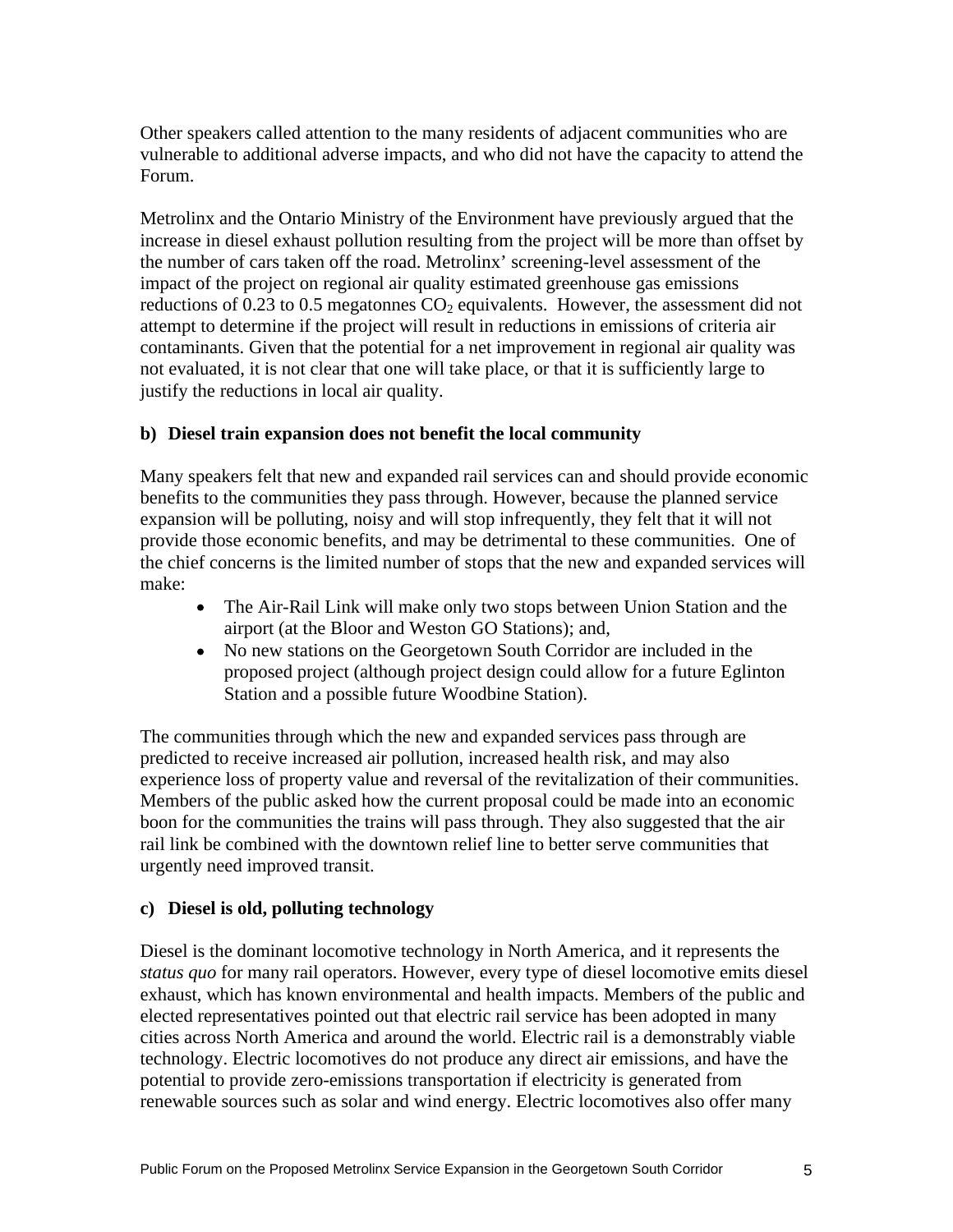Other speakers called attention to the many residents of adjacent communities who are vulnerable to additional adverse impacts, and who did not have the capacity to attend the Forum.

Metrolinx and the Ontario Ministry of the Environment have previously argued that the increase in diesel exhaust pollution resulting from the project will be more than offset by the number of cars taken off the road. Metrolinx' screening-level assessment of the impact of the project on regional air quality estimated greenhouse gas emissions reductions of 0.23 to 0.5 megatonnes $CO_2$ equivalents. However, the assessment did not attempt to determine if the project will result in reductions in emissions of criteria air contaminants. Given that the potential for a net improvement in regional air quality was not evaluated, it is not clear that one will take place, or that it is sufficiently large to justify the reductions in local air quality.

**b) Diesel train expansion does not benefit the local community**

Many speakers felt that new and expanded rail services can and should provide economic benefits to the communities they pass through. However, because the planned service expansion will be polluting, noisy and will stop infrequently, they felt that it will not provide those economic benefits, and may be detrimental to these communities. One of the chief concerns is the limited number of stops that the new and expanded services will make:

- The Air-Rail Link will make only two stops between Union Station and the airport (at the Bloor and Weston GO Stations); and,
- No new stations on the Georgetown South Corridor are included in the proposed project (although project design could allow for a future Eglinton Station and a possible future Woodbine Station).

The communities through which the new and expanded services pass through are predicted to receive increased air pollution, increased health risk, and may also experience loss of property value and reversal of the revitalization of their communities. Members of the public asked how the current proposal could be made into an economic boon for the communities the trains will pass through. They also suggested that the air rail link be combined with the downtown relief line to better serve communities that urgently need improved transit.

**c) Diesel is old, polluting technology**

Diesel is the dominant locomotive technology in North America, and it represents the *status quo* for many rail operators. However, every type of diesel locomotive emits diesel exhaust, which has known environmental and health impacts. Members of the public and elected representatives pointed out that electric rail service has been adopted in many cities across North America and around the world. Electric rail is a demonstrably viable technology. Electric locomotives do not produce any direct air emissions, and have the potential to provide zero-emissions transportation if electricity is generated from renewable sources such as solar and wind energy. Electric locomotives also offer many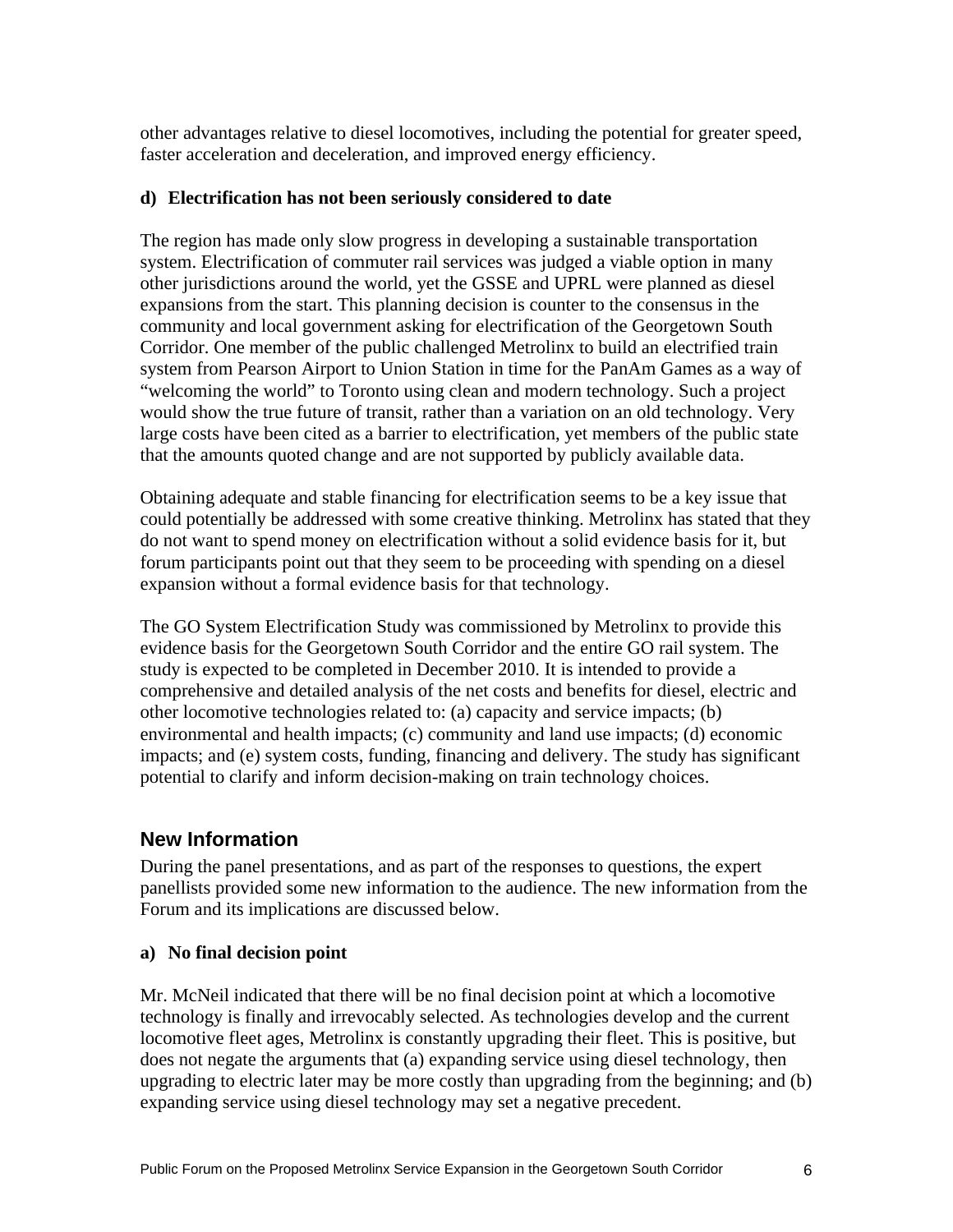other advantages relative to diesel locomotives, including the potential for greater speed, faster acceleration and deceleration, and improved energy efficiency.

**d) Electrification has not been seriously considered to date**

The region has made only slow progress in developing a sustainable transportation system. Electrification of commuter rail services was judged a viable option in many other jurisdictions around the world, yet the GSSE and UPRL were planned as diesel expansions from the start. This planning decision is counter to the consensus in the community and local government asking for electrification of the Georgetown South Corridor. One member of the public challenged Metrolinx to build an electrified train system from Pearson Airport to Union Station in time for the PanAm Games as a way of "welcoming the world" to Toronto using clean and modern technology. Such a project would show the true future of transit, rather than a variation on an old technology. Very large costs have been cited as a barrier to electrification, yet members of the public state that the amounts quoted change and are not supported by publicly available data.

Obtaining adequate and stable financing for electrification seems to be a key issue that could potentially be addressed with some creative thinking. Metrolinx has stated that they do not want to spend money on electrification without a solid evidence basis for it, but forum participants point out that they seem to be proceeding with spending on a diesel expansion without a formal evidence basis for that technology.

The GO System Electrification Study was commissioned by Metrolinx to provide this evidence basis for the Georgetown South Corridor and the entire GO rail system. The study is expected to be completed in December 2010. It is intended to provide a comprehensive and detailed analysis of the net costs and benefits for diesel, electric and other locomotive technologies related to: (a) capacity and service impacts; (b) environmental and health impacts; (c) community and land use impacts; (d) economic impacts; and (e) system costs, funding, financing and delivery. The study has significant potential to clarify and inform decision-making on train technology choices.

## New Information

During the panel presentations, and as part of the responses to questions, the expert panellists provided some new information to the audience. The new information from the Forum and its implications are discussed below.

**a) No final decision point**

Mr. McNeil indicated that there will be no final decision point at which a locomotive technology is finally and irrevocably selected. As technologies develop and the current locomotive fleet ages, Metrolinx is constantly upgrading their fleet. This is positive, but does not negate the arguments that (a) expanding service using diesel technology, then upgrading to electric later may be more costly than upgrading from the beginning; and (b) expanding service using diesel technology may set a negative precedent.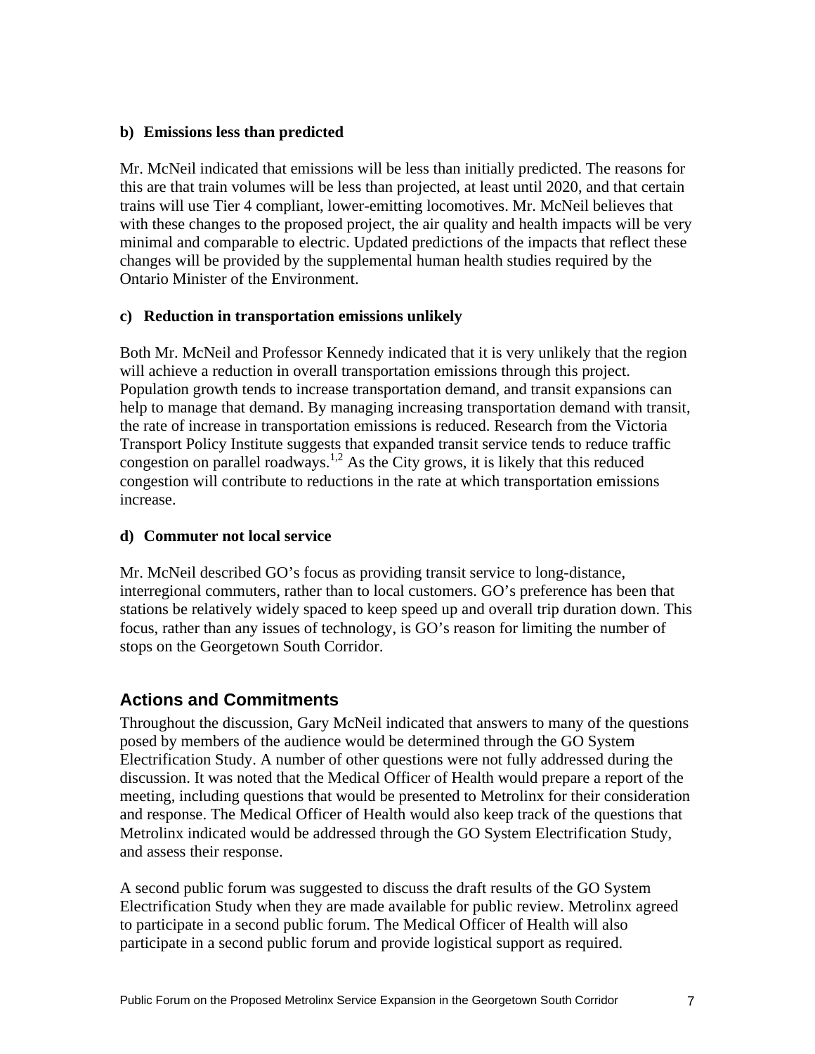#### b) Emissions less than predicted

Mr. McNeil indicated that emissions will be less than initially predicted. The reasons for this are that train volumes will be less than projected, at least until 2020, and that certain trains will use Tier 4 compliant, lower-emitting locomotives. Mr. McNeil believes that with these changes to the proposed project, the air quality and health impacts will be very minimal and comparable to electric. Updated predictions of the impacts that reflect these changes will be provided by the supplemental human health studies required by the Ontario Minister of the Environment.

#### c) Reduction in transportation emissions unlikely

Both Mr. McNeil and Professor Kennedy indicated that it is very unlikely that the region will achieve a reduction in overall transportation emissions through this project. Population growth tends to increase transportation demand, and transit expansions can help to manage that demand. By managing increasing transportation demand with transit, the rate of increase in transportation emissions is reduced. Research from the Victoria Transport Policy Institute suggests that expanded transit service tends to reduce traffic congestion on parallel roadways.[1,2] As the City grows, it is likely that this reduced congestion will contribute to reductions in the rate at which transportation emissions increase.

#### d) Commuter not local service

Mr. McNeil described GO's focus as providing transit service to long-distance, interregional commuters, rather than to local customers. GO's preference has been that stations be relatively widely spaced to keep speed up and overall trip duration down. This focus, rather than any issues of technology, is GO's reason for limiting the number of stops on the Georgetown South Corridor.

## Actions and Commitments

Throughout the discussion, Gary McNeil indicated that answers to many of the questions posed by members of the audience would be determined through the GO System Electrification Study. A number of other questions were not fully addressed during the discussion. It was noted that the Medical Officer of Health would prepare a report of the meeting, including questions that would be presented to Metrolinx for their consideration and response. The Medical Officer of Health would also keep track of the questions that Metrolinx indicated would be addressed through the GO System Electrification Study, and assess their response.

A second public forum was suggested to discuss the draft results of the GO System Electrification Study when they are made available for public review. Metrolinx agreed to participate in a second public forum. The Medical Officer of Health will also participate in a second public forum and provide logistical support as required.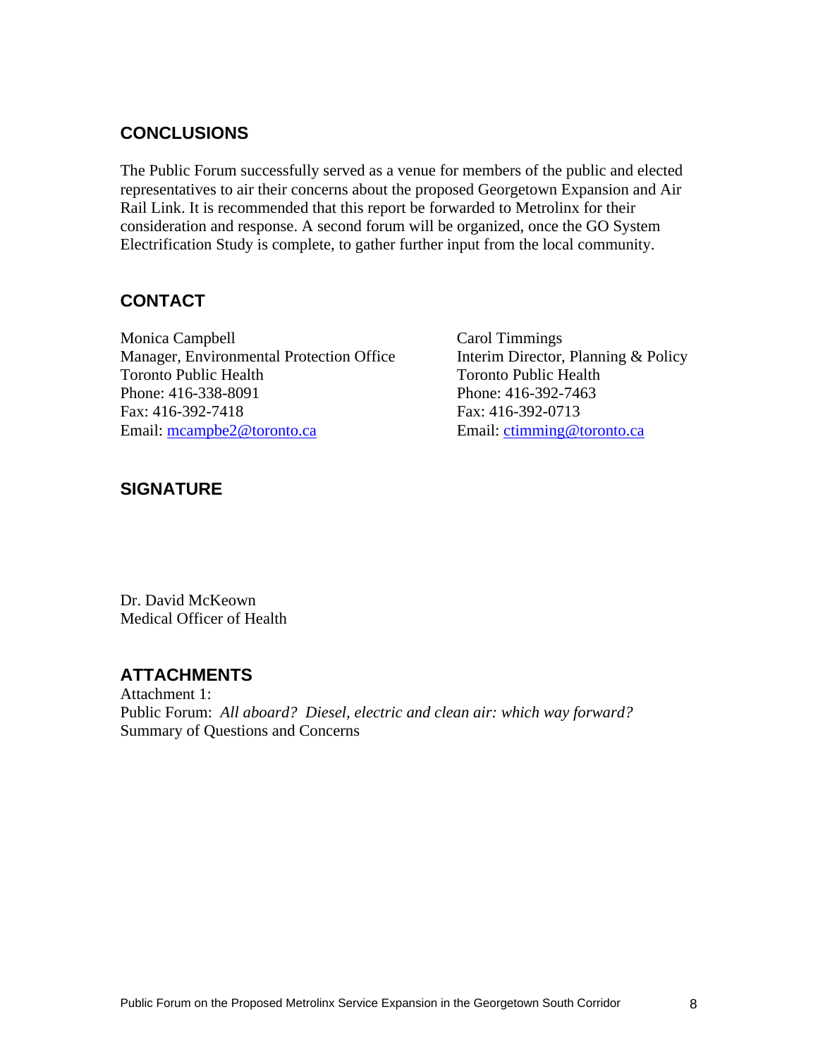## CONCLUSIONS

The Public Forum successfully served as a venue for members of the public and elected representatives to air their concerns about the proposed Georgetown Expansion and Air Rail Link. It is recommended that this report be forwarded to Metrolinx for their consideration and response. A second forum will be organized, once the GO System Electrification Study is complete, to gather further input from the local community.

## CONTACT

Monica Campbell
Manager, Environmental Protection Office
Toronto Public Health
Phone: 416-338-8091
Fax: 416-392-7418
Email: mcampbe2@toronto.ca

Carol Timmings
Interim Director, Planning & Policy
Toronto Public Health
Phone: 416-392-7463
Fax: 416-392-0713
Email: ctimming@toronto.ca

## SIGNATURE

Dr. David McKeown
Medical Officer of Health

## ATTACHMENTS

Attachment 1:
Public Forum: *All aboard? Diesel, electric and clean air: which way forward?*
Summary of Questions and Concerns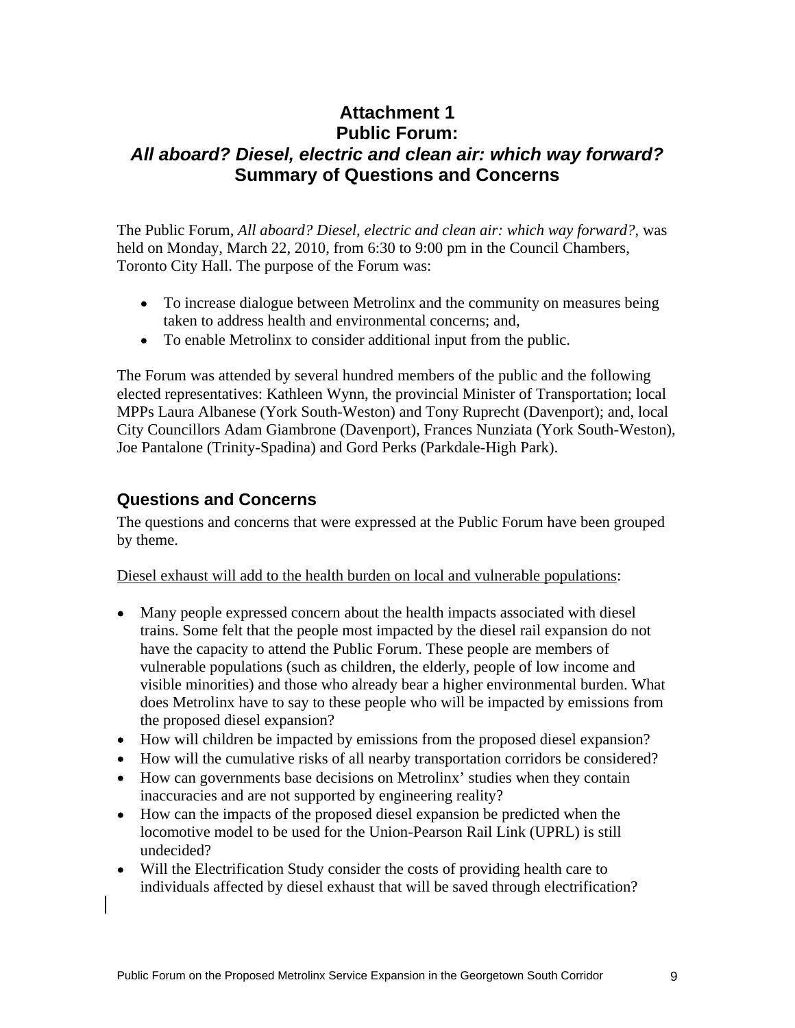# Attachment 1
# Public Forum:
# *All aboard? Diesel, electric and clean air: which way forward?*
# Summary of Questions and Concerns

The Public Forum, *All aboard? Diesel, electric and clean air: which way forward?*, was held on Monday, March 22, 2010, from 6:30 to 9:00 pm in the Council Chambers, Toronto City Hall. The purpose of the Forum was:

- To increase dialogue between Metrolinx and the community on measures being taken to address health and environmental concerns; and,
- To enable Metrolinx to consider additional input from the public.

The Forum was attended by several hundred members of the public and the following elected representatives: Kathleen Wynn, the provincial Minister of Transportation; local MPPs Laura Albanese (York South-Weston) and Tony Ruprecht (Davenport); and, local City Councillors Adam Giambrone (Davenport), Frances Nunziata (York South-Weston), Joe Pantalone (Trinity-Spadina) and Gord Perks (Parkdale-High Park).

## Questions and Concerns

The questions and concerns that were expressed at the Public Forum have been grouped by theme.

<u>Diesel exhaust will add to the health burden on local and vulnerable populations</u>:

- Many people expressed concern about the health impacts associated with diesel trains. Some felt that the people most impacted by the diesel rail expansion do not have the capacity to attend the Public Forum. These people are members of vulnerable populations (such as children, the elderly, people of low income and visible minorities) and those who already bear a higher environmental burden. What does Metrolinx have to say to these people who will be impacted by emissions from the proposed diesel expansion?
- How will children be impacted by emissions from the proposed diesel expansion?
- How will the cumulative risks of all nearby transportation corridors be considered?
- How can governments base decisions on Metrolinx' studies when they contain inaccuracies and are not supported by engineering reality?
- How can the impacts of the proposed diesel expansion be predicted when the locomotive model to be used for the Union-Pearson Rail Link (UPRL) is still undecided?
- Will the Electrification Study consider the costs of providing health care to individuals affected by diesel exhaust that will be saved through electrification?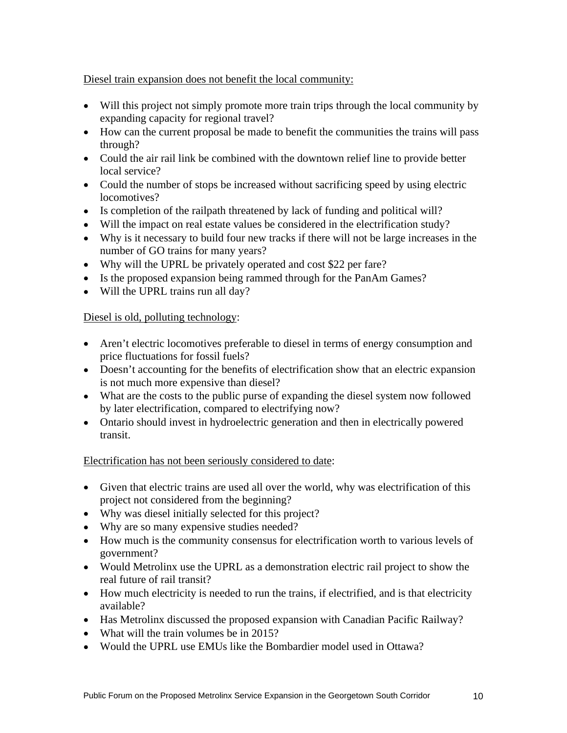<u>Diesel train expansion does not benefit the local community:</u>

- Will this project not simply promote more train trips through the local community by expanding capacity for regional travel?
- How can the current proposal be made to benefit the communities the trains will pass through?
- Could the air rail link be combined with the downtown relief line to provide better local service?
- Could the number of stops be increased without sacrificing speed by using electric locomotives?
- Is completion of the railpath threatened by lack of funding and political will?
- Will the impact on real estate values be considered in the electrification study?
- Why is it necessary to build four new tracks if there will not be large increases in the number of GO trains for many years?
- Why will the UPRL be privately operated and cost $22 per fare?
- Is the proposed expansion being rammed through for the PanAm Games?
- Will the UPRL trains run all day?

<u>Diesel is old, polluting technology</u>:

- Aren't electric locomotives preferable to diesel in terms of energy consumption and price fluctuations for fossil fuels?
- Doesn't accounting for the benefits of electrification show that an electric expansion is not much more expensive than diesel?
- What are the costs to the public purse of expanding the diesel system now followed by later electrification, compared to electrifying now?
- Ontario should invest in hydroelectric generation and then in electrically powered transit.

<u>Electrification has not been seriously considered to date</u>:

- Given that electric trains are used all over the world, why was electrification of this project not considered from the beginning?
- Why was diesel initially selected for this project?
- Why are so many expensive studies needed?
- How much is the community consensus for electrification worth to various levels of government?
- Would Metrolinx use the UPRL as a demonstration electric rail project to show the real future of rail transit?
- How much electricity is needed to run the trains, if electrified, and is that electricity available?
- Has Metrolinx discussed the proposed expansion with Canadian Pacific Railway?
- What will the train volumes be in 2015?
- Would the UPRL use EMUs like the Bombardier model used in Ottawa?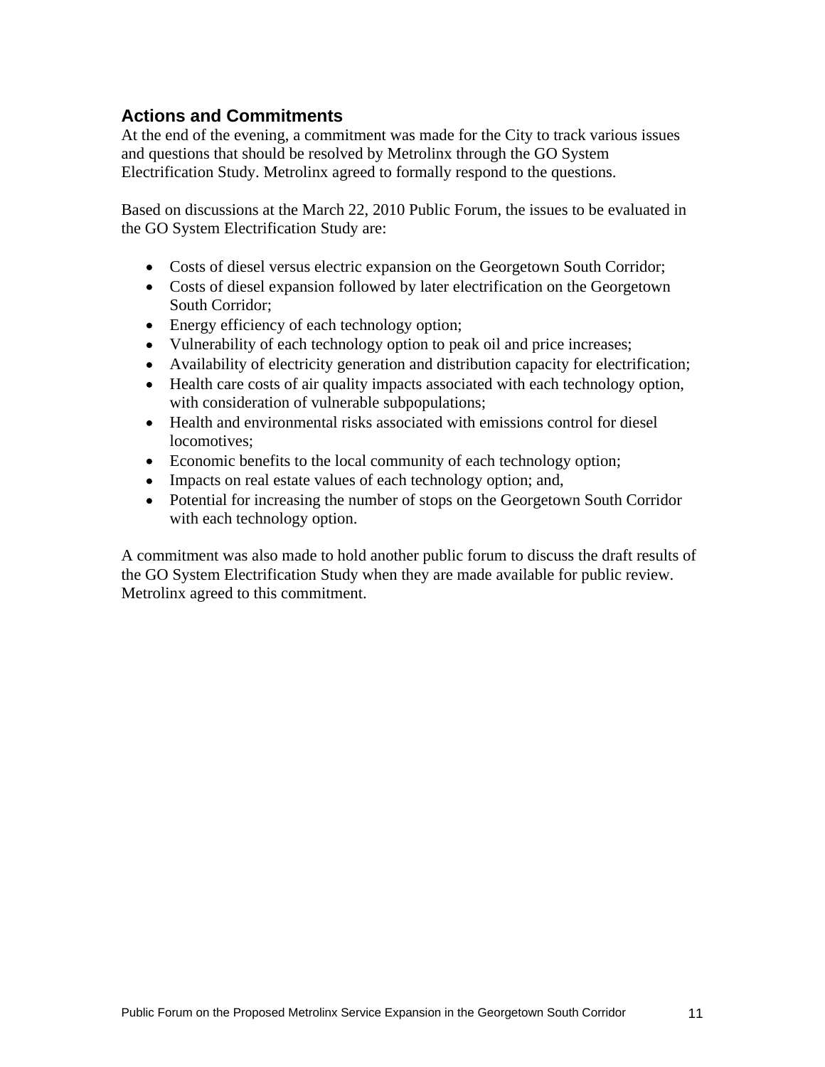## Actions and Commitments

At the end of the evening, a commitment was made for the City to track various issues and questions that should be resolved by Metrolinx through the GO System Electrification Study. Metrolinx agreed to formally respond to the questions.

Based on discussions at the March 22, 2010 Public Forum, the issues to be evaluated in the GO System Electrification Study are:

- Costs of diesel versus electric expansion on the Georgetown South Corridor;
- Costs of diesel expansion followed by later electrification on the Georgetown South Corridor;
- Energy efficiency of each technology option;
- Vulnerability of each technology option to peak oil and price increases;
- Availability of electricity generation and distribution capacity for electrification;
- Health care costs of air quality impacts associated with each technology option, with consideration of vulnerable subpopulations;
- Health and environmental risks associated with emissions control for diesel locomotives;
- Economic benefits to the local community of each technology option;
- Impacts on real estate values of each technology option; and,
- Potential for increasing the number of stops on the Georgetown South Corridor with each technology option.

A commitment was also made to hold another public forum to discuss the draft results of the GO System Electrification Study when they are made available for public review. Metrolinx agreed to this commitment.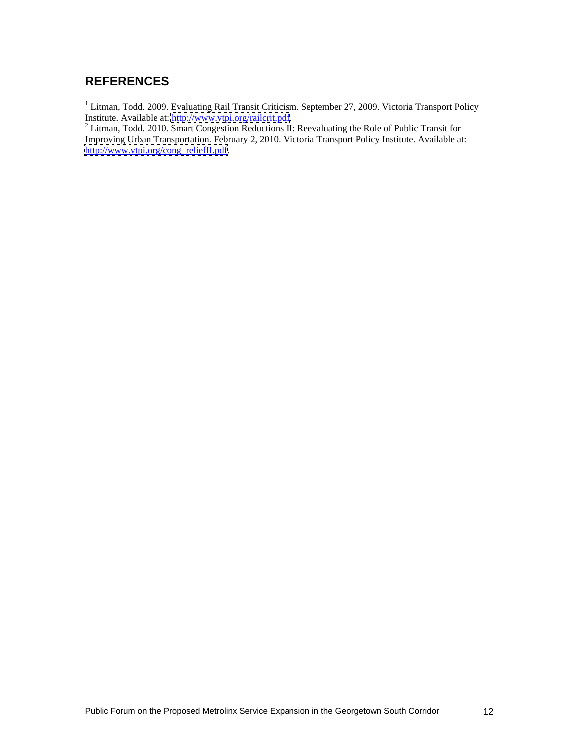## REFERENCES

[1] Litman, Todd. 2009. Evaluating Rail Transit Criticism. September 27, 2009. Victoria Transport Policy Institute. Available at: http://www.vtpi.org/railcrit.pdf

[2] Litman, Todd. 2010. Smart Congestion Reductions II: Reevaluating the Role of Public Transit for Improving Urban Transportation. February 2, 2010. Victoria Transport Policy Institute. Available at: http://www.vtpi.org/cong_reliefII.pdf.